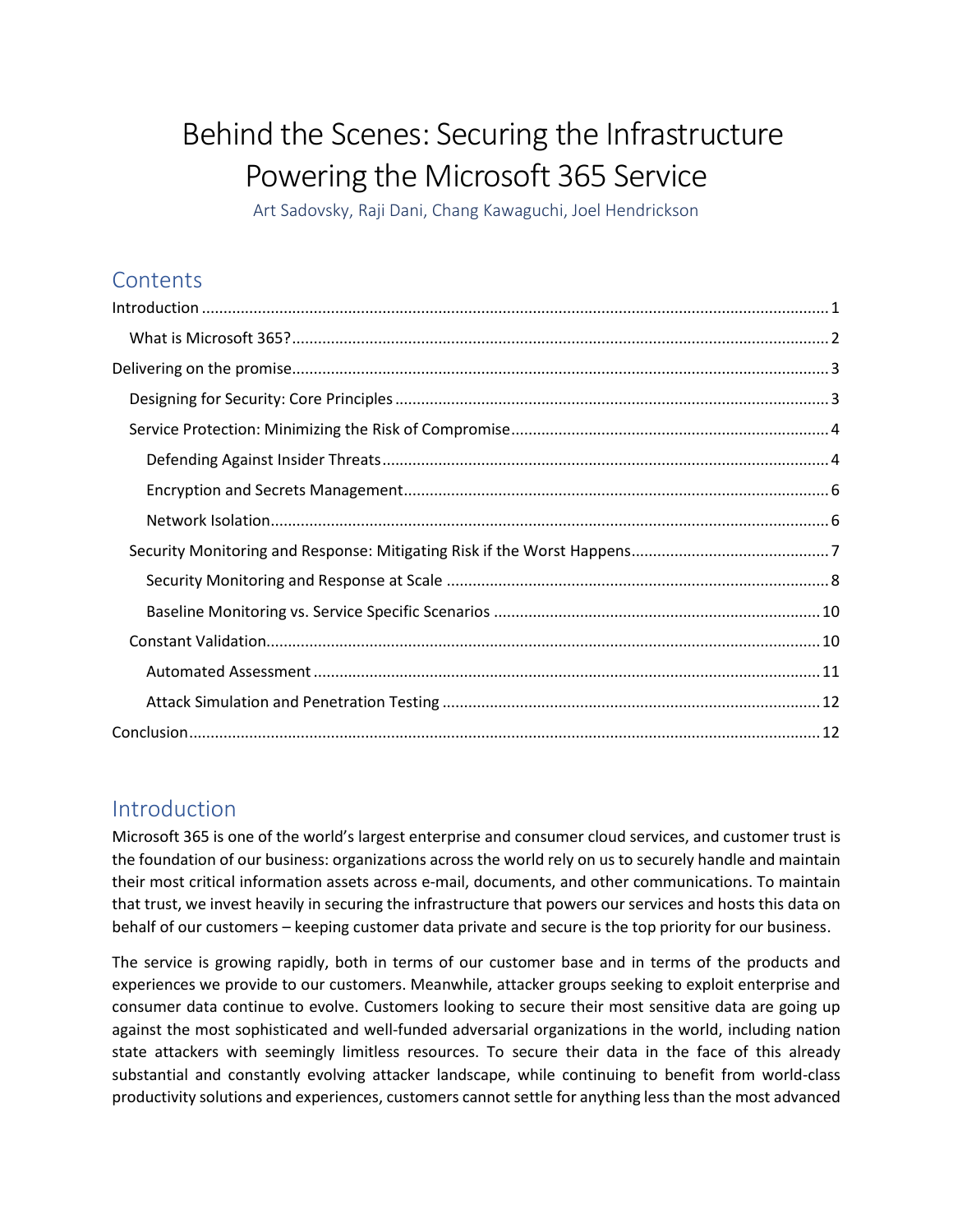# Behind the Scenes: Securing the Infrastructure Powering the Microsoft 365 Service

Art Sadovsky, Raji Dani, Chang Kawaguchi, Joel Hendrickson

## Contents

- Introduction ........ 1
  - What is Microsoft 365? ........ 2
- Delivering on the promise ........ 3
  - Designing for Security: Core Principles ........ 3
  - Service Protection: Minimizing the Risk of Compromise ........ 4
    - Defending Against Insider Threats ........ 4
    - Encryption and Secrets Management ........ 6
    - Network Isolation ........ 6
  - Security Monitoring and Response: Mitigating Risk if the Worst Happens ........ 7
    - Security Monitoring and Response at Scale ........ 8
    - Baseline Monitoring vs. Service Specific Scenarios ........ 10
  - Constant Validation ........ 10
    - Automated Assessment ........ 11
    - Attack Simulation and Penetration Testing ........ 12
- Conclusion ........ 12

## Introduction

Microsoft 365 is one of the world's largest enterprise and consumer cloud services, and customer trust is the foundation of our business: organizations across the world rely on us to securely handle and maintain their most critical information assets across e-mail, documents, and other communications. To maintain that trust, we invest heavily in securing the infrastructure that powers our services and hosts this data on behalf of our customers – keeping customer data private and secure is the top priority for our business.

The service is growing rapidly, both in terms of our customer base and in terms of the products and experiences we provide to our customers. Meanwhile, attacker groups seeking to exploit enterprise and consumer data continue to evolve. Customers looking to secure their most sensitive data are going up against the most sophisticated and well-funded adversarial organizations in the world, including nation state attackers with seemingly limitless resources. To secure their data in the face of this already substantial and constantly evolving attacker landscape, while continuing to benefit from world-class productivity solutions and experiences, customers cannot settle for anything less than the most advanced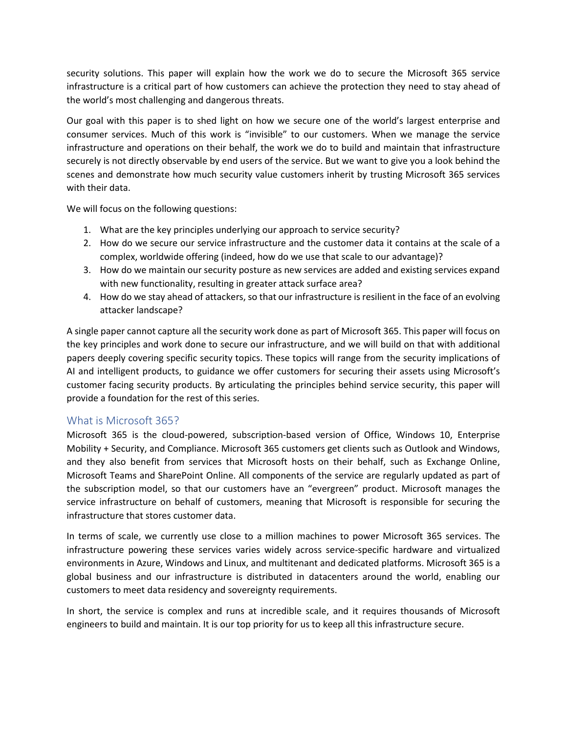security solutions. This paper will explain how the work we do to secure the Microsoft 365 service infrastructure is a critical part of how customers can achieve the protection they need to stay ahead of the world's most challenging and dangerous threats.

Our goal with this paper is to shed light on how we secure one of the world's largest enterprise and consumer services. Much of this work is "invisible" to our customers. When we manage the service infrastructure and operations on their behalf, the work we do to build and maintain that infrastructure securely is not directly observable by end users of the service. But we want to give you a look behind the scenes and demonstrate how much security value customers inherit by trusting Microsoft 365 services with their data.

We will focus on the following questions:

1. What are the key principles underlying our approach to service security?
2. How do we secure our service infrastructure and the customer data it contains at the scale of a complex, worldwide offering (indeed, how do we use that scale to our advantage)?
3. How do we maintain our security posture as new services are added and existing services expand with new functionality, resulting in greater attack surface area?
4. How do we stay ahead of attackers, so that our infrastructure is resilient in the face of an evolving attacker landscape?

A single paper cannot capture all the security work done as part of Microsoft 365. This paper will focus on the key principles and work done to secure our infrastructure, and we will build on that with additional papers deeply covering specific security topics. These topics will range from the security implications of AI and intelligent products, to guidance we offer customers for securing their assets using Microsoft's customer facing security products. By articulating the principles behind service security, this paper will provide a foundation for the rest of this series.

## What is Microsoft 365?

Microsoft 365 is the cloud-powered, subscription-based version of Office, Windows 10, Enterprise Mobility + Security, and Compliance. Microsoft 365 customers get clients such as Outlook and Windows, and they also benefit from services that Microsoft hosts on their behalf, such as Exchange Online, Microsoft Teams and SharePoint Online. All components of the service are regularly updated as part of the subscription model, so that our customers have an "evergreen" product. Microsoft manages the service infrastructure on behalf of customers, meaning that Microsoft is responsible for securing the infrastructure that stores customer data.

In terms of scale, we currently use close to a million machines to power Microsoft 365 services. The infrastructure powering these services varies widely across service-specific hardware and virtualized environments in Azure, Windows and Linux, and multitenant and dedicated platforms. Microsoft 365 is a global business and our infrastructure is distributed in datacenters around the world, enabling our customers to meet data residency and sovereignty requirements.

In short, the service is complex and runs at incredible scale, and it requires thousands of Microsoft engineers to build and maintain. It is our top priority for us to keep all this infrastructure secure.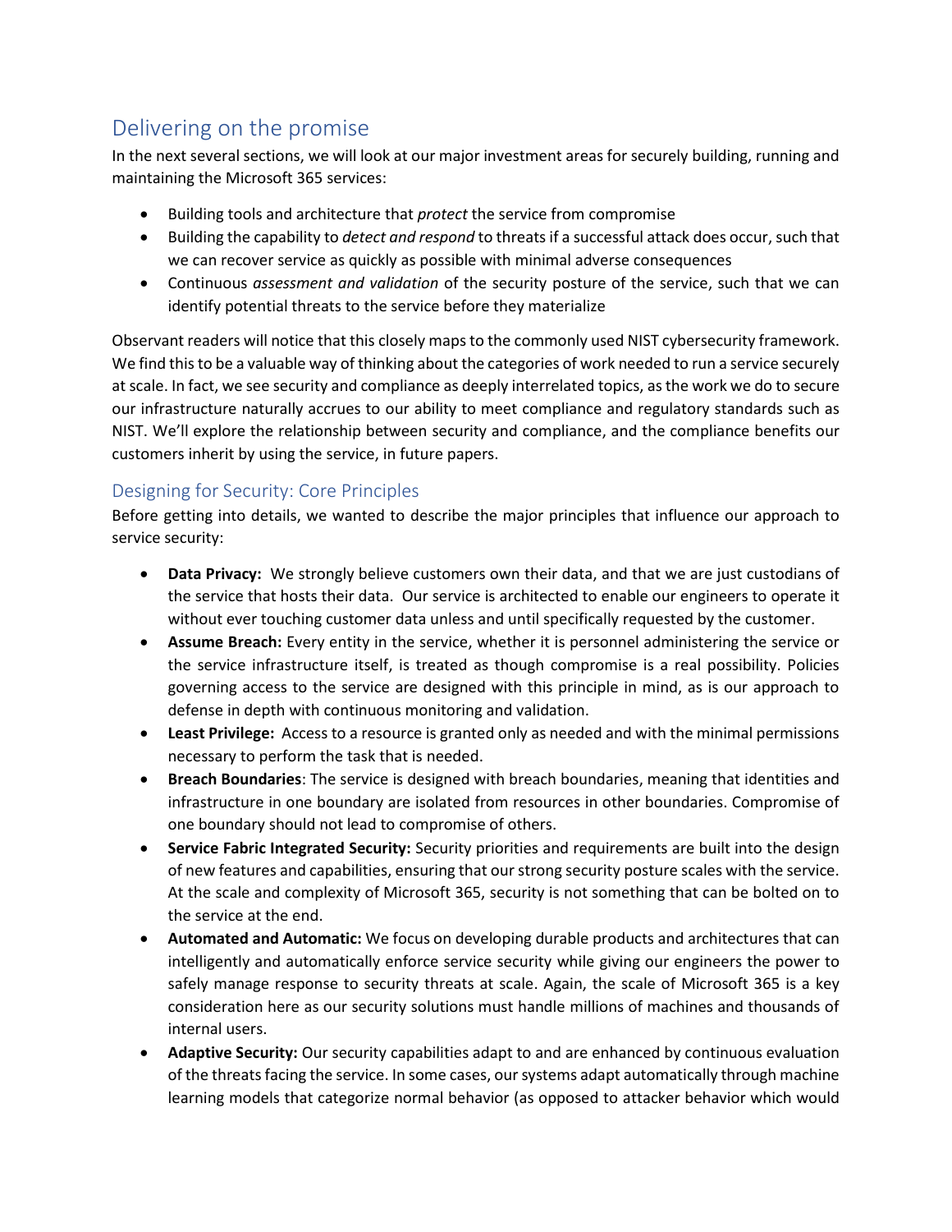## Delivering on the promise

In the next several sections, we will look at our major investment areas for securely building, running and maintaining the Microsoft 365 services:

- Building tools and architecture that *protect* the service from compromise
- Building the capability to *detect and respond* to threats if a successful attack does occur, such that we can recover service as quickly as possible with minimal adverse consequences
- Continuous *assessment and validation* of the security posture of the service, such that we can identify potential threats to the service before they materialize

Observant readers will notice that this closely maps to the commonly used NIST cybersecurity framework. We find this to be a valuable way of thinking about the categories of work needed to run a service securely at scale. In fact, we see security and compliance as deeply interrelated topics, as the work we do to secure our infrastructure naturally accrues to our ability to meet compliance and regulatory standards such as NIST. We'll explore the relationship between security and compliance, and the compliance benefits our customers inherit by using the service, in future papers.

### Designing for Security: Core Principles

Before getting into details, we wanted to describe the major principles that influence our approach to service security:

- **Data Privacy:** We strongly believe customers own their data, and that we are just custodians of the service that hosts their data. Our service is architected to enable our engineers to operate it without ever touching customer data unless and until specifically requested by the customer.
- **Assume Breach:** Every entity in the service, whether it is personnel administering the service or the service infrastructure itself, is treated as though compromise is a real possibility. Policies governing access to the service are designed with this principle in mind, as is our approach to defense in depth with continuous monitoring and validation.
- **Least Privilege:** Access to a resource is granted only as needed and with the minimal permissions necessary to perform the task that is needed.
- **Breach Boundaries**: The service is designed with breach boundaries, meaning that identities and infrastructure in one boundary are isolated from resources in other boundaries. Compromise of one boundary should not lead to compromise of others.
- **Service Fabric Integrated Security:** Security priorities and requirements are built into the design of new features and capabilities, ensuring that our strong security posture scales with the service. At the scale and complexity of Microsoft 365, security is not something that can be bolted on to the service at the end.
- **Automated and Automatic:** We focus on developing durable products and architectures that can intelligently and automatically enforce service security while giving our engineers the power to safely manage response to security threats at scale. Again, the scale of Microsoft 365 is a key consideration here as our security solutions must handle millions of machines and thousands of internal users.
- **Adaptive Security:** Our security capabilities adapt to and are enhanced by continuous evaluation of the threats facing the service. In some cases, our systems adapt automatically through machine learning models that categorize normal behavior (as opposed to attacker behavior which would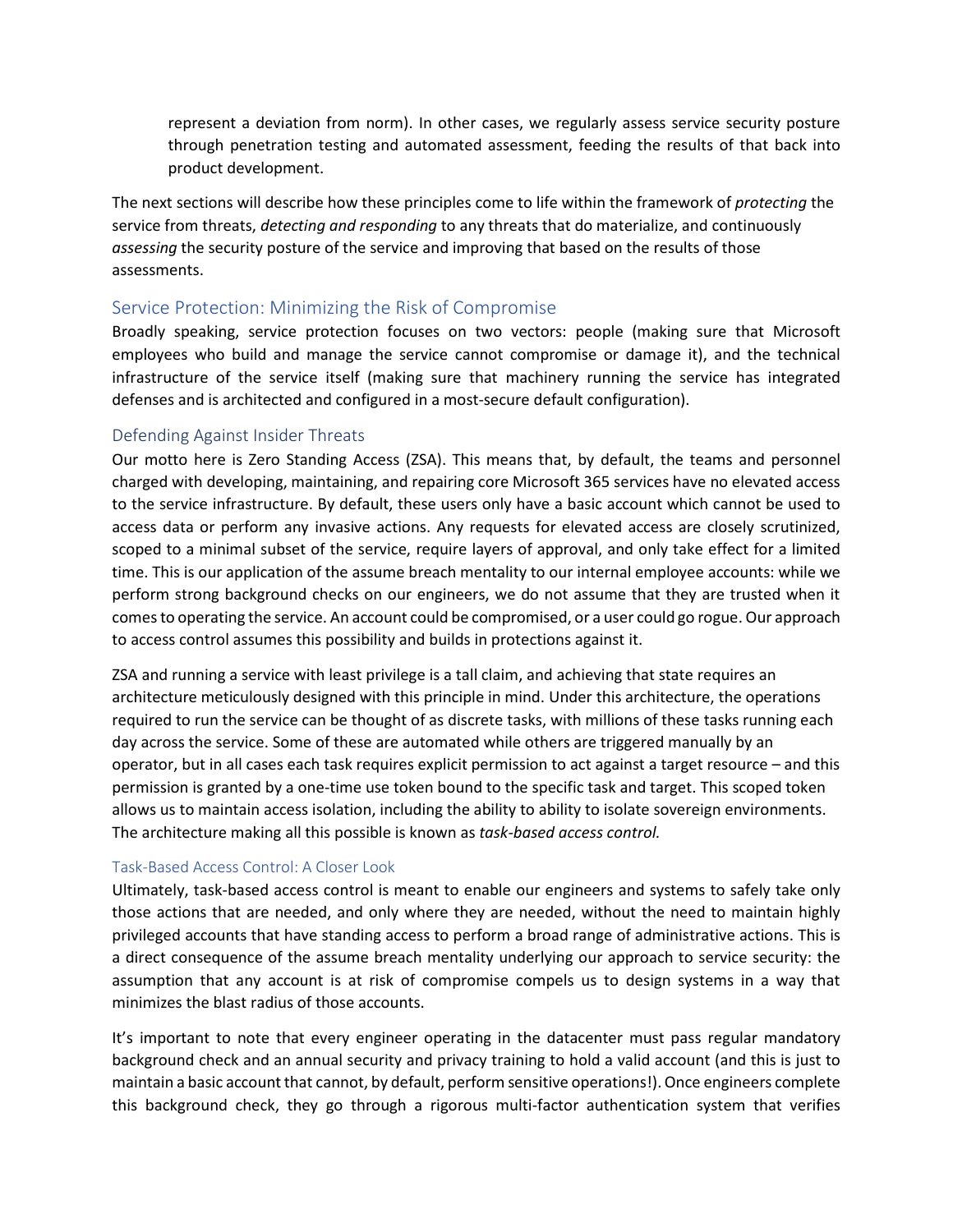represent a deviation from norm). In other cases, we regularly assess service security posture through penetration testing and automated assessment, feeding the results of that back into product development.

The next sections will describe how these principles come to life within the framework of *protecting* the service from threats, *detecting and responding* to any threats that do materialize, and continuously *assessing* the security posture of the service and improving that based on the results of those assessments.

## Service Protection: Minimizing the Risk of Compromise

Broadly speaking, service protection focuses on two vectors: people (making sure that Microsoft employees who build and manage the service cannot compromise or damage it), and the technical infrastructure of the service itself (making sure that machinery running the service has integrated defenses and is architected and configured in a most-secure default configuration).

### Defending Against Insider Threats

Our motto here is Zero Standing Access (ZSA). This means that, by default, the teams and personnel charged with developing, maintaining, and repairing core Microsoft 365 services have no elevated access to the service infrastructure. By default, these users only have a basic account which cannot be used to access data or perform any invasive actions. Any requests for elevated access are closely scrutinized, scoped to a minimal subset of the service, require layers of approval, and only take effect for a limited time. This is our application of the assume breach mentality to our internal employee accounts: while we perform strong background checks on our engineers, we do not assume that they are trusted when it comes to operating the service. An account could be compromised, or a user could go rogue. Our approach to access control assumes this possibility and builds in protections against it.

ZSA and running a service with least privilege is a tall claim, and achieving that state requires an architecture meticulously designed with this principle in mind. Under this architecture, the operations required to run the service can be thought of as discrete tasks, with millions of these tasks running each day across the service. Some of these are automated while others are triggered manually by an operator, but in all cases each task requires explicit permission to act against a target resource – and this permission is granted by a one-time use token bound to the specific task and target. This scoped token allows us to maintain access isolation, including the ability to ability to isolate sovereign environments. The architecture making all this possible is known as *task-based access control.*

#### Task-Based Access Control: A Closer Look

Ultimately, task-based access control is meant to enable our engineers and systems to safely take only those actions that are needed, and only where they are needed, without the need to maintain highly privileged accounts that have standing access to perform a broad range of administrative actions. This is a direct consequence of the assume breach mentality underlying our approach to service security: the assumption that any account is at risk of compromise compels us to design systems in a way that minimizes the blast radius of those accounts.

It's important to note that every engineer operating in the datacenter must pass regular mandatory background check and an annual security and privacy training to hold a valid account (and this is just to maintain a basic account that cannot, by default, perform sensitive operations!). Once engineers complete this background check, they go through a rigorous multi-factor authentication system that verifies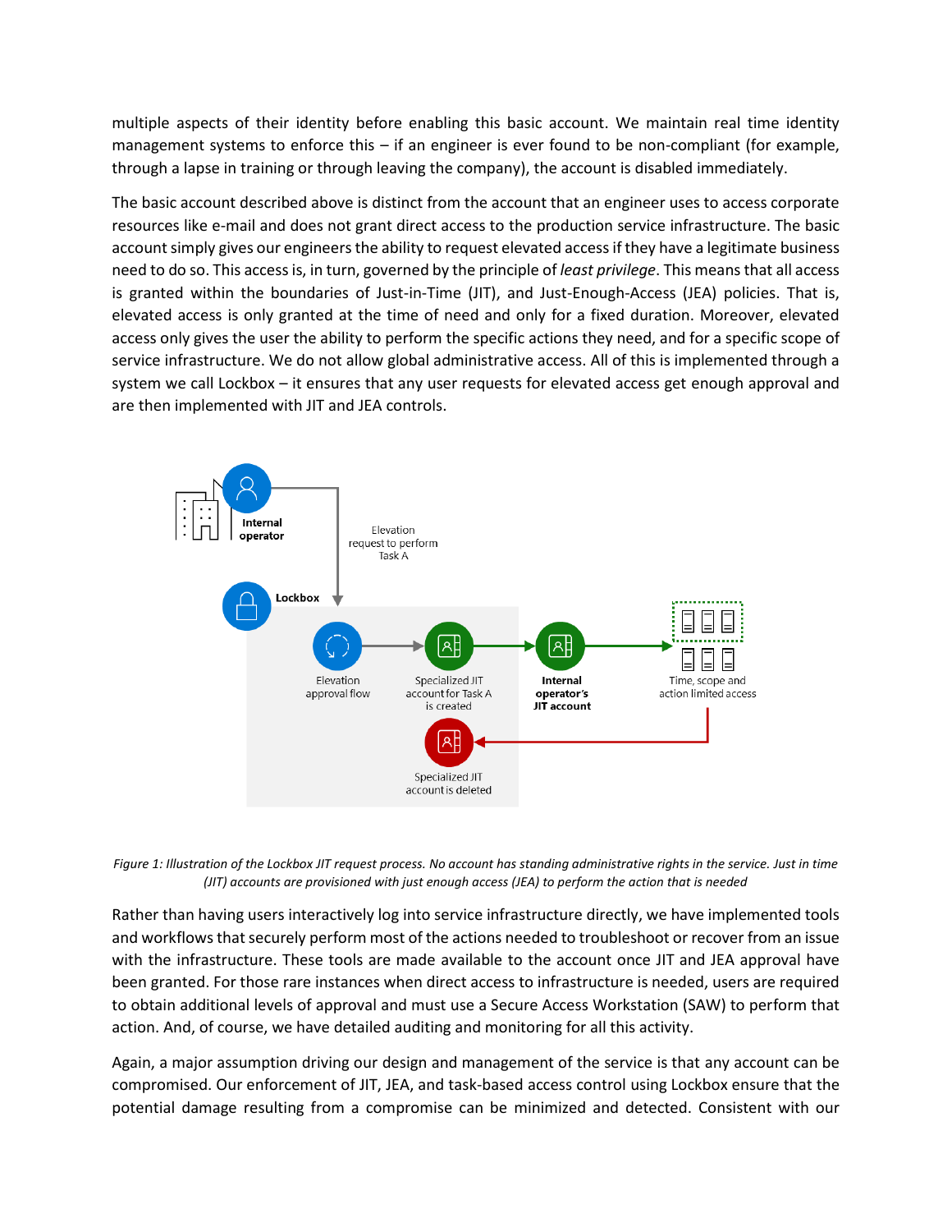multiple aspects of their identity before enabling this basic account. We maintain real time identity management systems to enforce this – if an engineer is ever found to be non-compliant (for example, through a lapse in training or through leaving the company), the account is disabled immediately.

The basic account described above is distinct from the account that an engineer uses to access corporate resources like e-mail and does not grant direct access to the production service infrastructure. The basic account simply gives our engineers the ability to request elevated access if they have a legitimate business need to do so. This access is, in turn, governed by the principle of *least privilege*. This means that all access is granted within the boundaries of Just-in-Time (JIT), and Just-Enough-Access (JEA) policies. That is, elevated access is only granted at the time of need and only for a fixed duration. Moreover, elevated access only gives the user the ability to perform the specific actions they need, and for a specific scope of service infrastructure. We do not allow global administrative access. All of this is implemented through a system we call Lockbox – it ensures that any user requests for elevated access get enough approval and are then implemented with JIT and JEA controls.

*Figure 1: Illustration of the Lockbox JIT request process. No account has standing administrative rights in the service. Just in time (JIT) accounts are provisioned with just enough access (JEA) to perform the action that is needed*

Rather than having users interactively log into service infrastructure directly, we have implemented tools and workflows that securely perform most of the actions needed to troubleshoot or recover from an issue with the infrastructure. These tools are made available to the account once JIT and JEA approval have been granted. For those rare instances when direct access to infrastructure is needed, users are required to obtain additional levels of approval and must use a Secure Access Workstation (SAW) to perform that action. And, of course, we have detailed auditing and monitoring for all this activity.

Again, a major assumption driving our design and management of the service is that any account can be compromised. Our enforcement of JIT, JEA, and task-based access control using Lockbox ensure that the potential damage resulting from a compromise can be minimized and detected. Consistent with our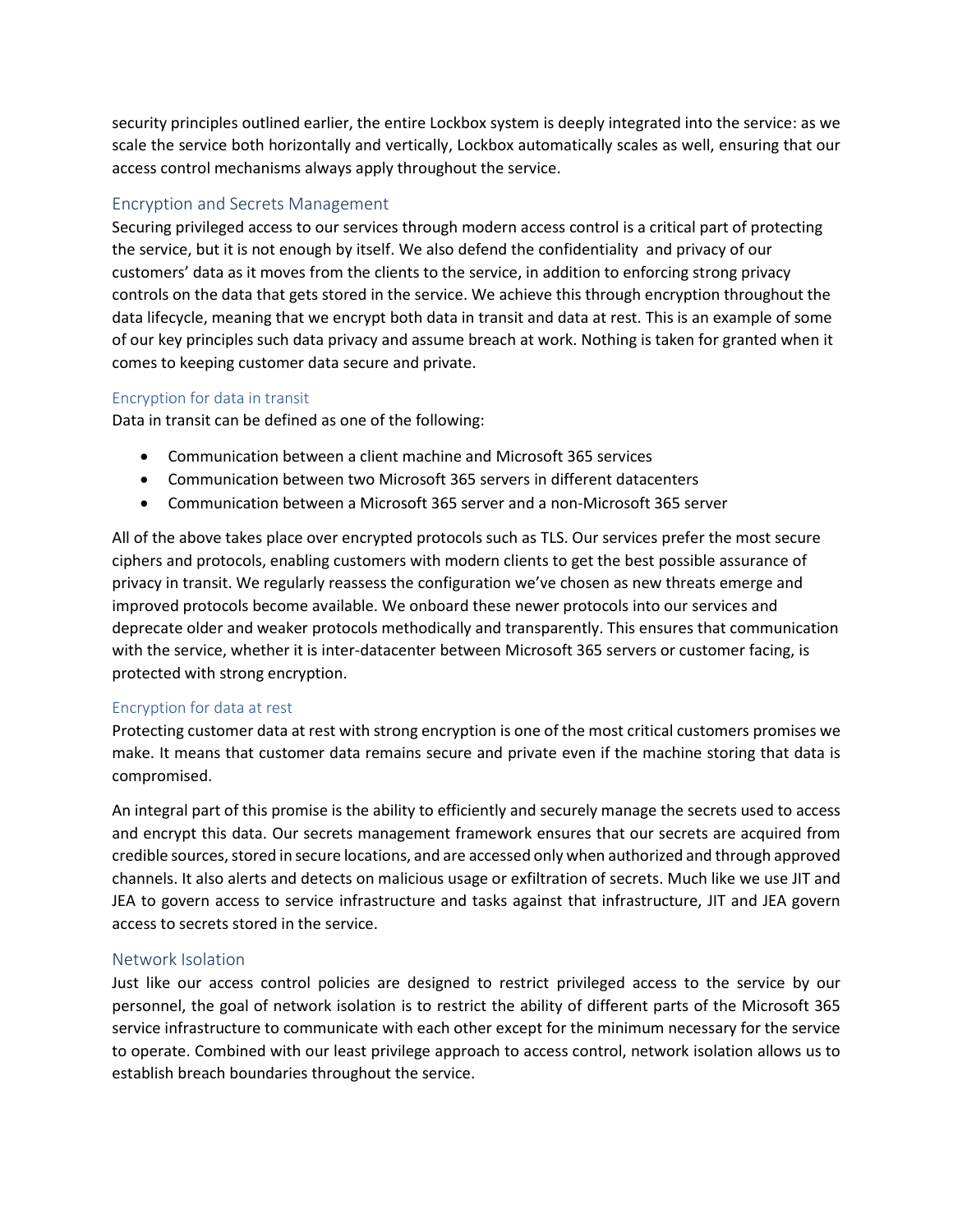security principles outlined earlier, the entire Lockbox system is deeply integrated into the service: as we scale the service both horizontally and vertically, Lockbox automatically scales as well, ensuring that our access control mechanisms always apply throughout the service.

## Encryption and Secrets Management

Securing privileged access to our services through modern access control is a critical part of protecting the service, but it is not enough by itself. We also defend the confidentiality and privacy of our customers' data as it moves from the clients to the service, in addition to enforcing strong privacy controls on the data that gets stored in the service. We achieve this through encryption throughout the data lifecycle, meaning that we encrypt both data in transit and data at rest. This is an example of some of our key principles such data privacy and assume breach at work. Nothing is taken for granted when it comes to keeping customer data secure and private.

### Encryption for data in transit

Data in transit can be defined as one of the following:

- Communication between a client machine and Microsoft 365 services
- Communication between two Microsoft 365 servers in different datacenters
- Communication between a Microsoft 365 server and a non-Microsoft 365 server

All of the above takes place over encrypted protocols such as TLS. Our services prefer the most secure ciphers and protocols, enabling customers with modern clients to get the best possible assurance of privacy in transit. We regularly reassess the configuration we've chosen as new threats emerge and improved protocols become available. We onboard these newer protocols into our services and deprecate older and weaker protocols methodically and transparently. This ensures that communication with the service, whether it is inter-datacenter between Microsoft 365 servers or customer facing, is protected with strong encryption.

### Encryption for data at rest

Protecting customer data at rest with strong encryption is one of the most critical customers promises we make. It means that customer data remains secure and private even if the machine storing that data is compromised.

An integral part of this promise is the ability to efficiently and securely manage the secrets used to access and encrypt this data. Our secrets management framework ensures that our secrets are acquired from credible sources, stored in secure locations, and are accessed only when authorized and through approved channels. It also alerts and detects on malicious usage or exfiltration of secrets. Much like we use JIT and JEA to govern access to service infrastructure and tasks against that infrastructure, JIT and JEA govern access to secrets stored in the service.

## Network Isolation

Just like our access control policies are designed to restrict privileged access to the service by our personnel, the goal of network isolation is to restrict the ability of different parts of the Microsoft 365 service infrastructure to communicate with each other except for the minimum necessary for the service to operate. Combined with our least privilege approach to access control, network isolation allows us to establish breach boundaries throughout the service.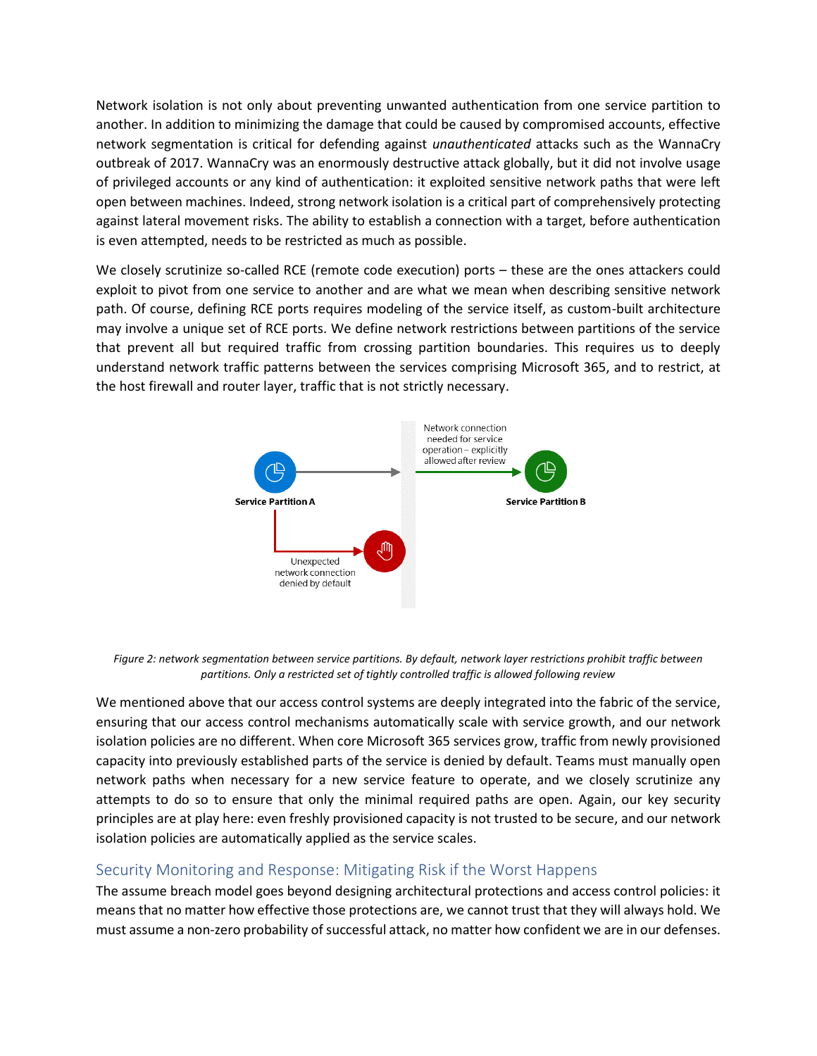Network isolation is not only about preventing unwanted authentication from one service partition to another. In addition to minimizing the damage that could be caused by compromised accounts, effective network segmentation is critical for defending against *unauthenticated* attacks such as the WannaCry outbreak of 2017. WannaCry was an enormously destructive attack globally, but it did not involve usage of privileged accounts or any kind of authentication: it exploited sensitive network paths that were left open between machines. Indeed, strong network isolation is a critical part of comprehensively protecting against lateral movement risks. The ability to establish a connection with a target, before authentication is even attempted, needs to be restricted as much as possible.

We closely scrutinize so-called RCE (remote code execution) ports – these are the ones attackers could exploit to pivot from one service to another and are what we mean when describing sensitive network path. Of course, defining RCE ports requires modeling of the service itself, as custom-built architecture may involve a unique set of RCE ports. We define network restrictions between partitions of the service that prevent all but required traffic from crossing partition boundaries. This requires us to deeply understand network traffic patterns between the services comprising Microsoft 365, and to restrict, at the host firewall and router layer, traffic that is not strictly necessary.

Network connection needed for service operation – explicitly allowed after review

Service Partition A

Service Partition B

Unexpected network connection denied by default

*Figure 2: network segmentation between service partitions. By default, network layer restrictions prohibit traffic between partitions. Only a restricted set of tightly controlled traffic is allowed following review*

We mentioned above that our access control systems are deeply integrated into the fabric of the service, ensuring that our access control mechanisms automatically scale with service growth, and our network isolation policies are no different. When core Microsoft 365 services grow, traffic from newly provisioned capacity into previously established parts of the service is denied by default. Teams must manually open network paths when necessary for a new service feature to operate, and we closely scrutinize any attempts to do so to ensure that only the minimal required paths are open. Again, our key security principles are at play here: even freshly provisioned capacity is not trusted to be secure, and our network isolation policies are automatically applied as the service scales.

## Security Monitoring and Response: Mitigating Risk if the Worst Happens

The assume breach model goes beyond designing architectural protections and access control policies: it means that no matter how effective those protections are, we cannot trust that they will always hold. We must assume a non-zero probability of successful attack, no matter how confident we are in our defenses.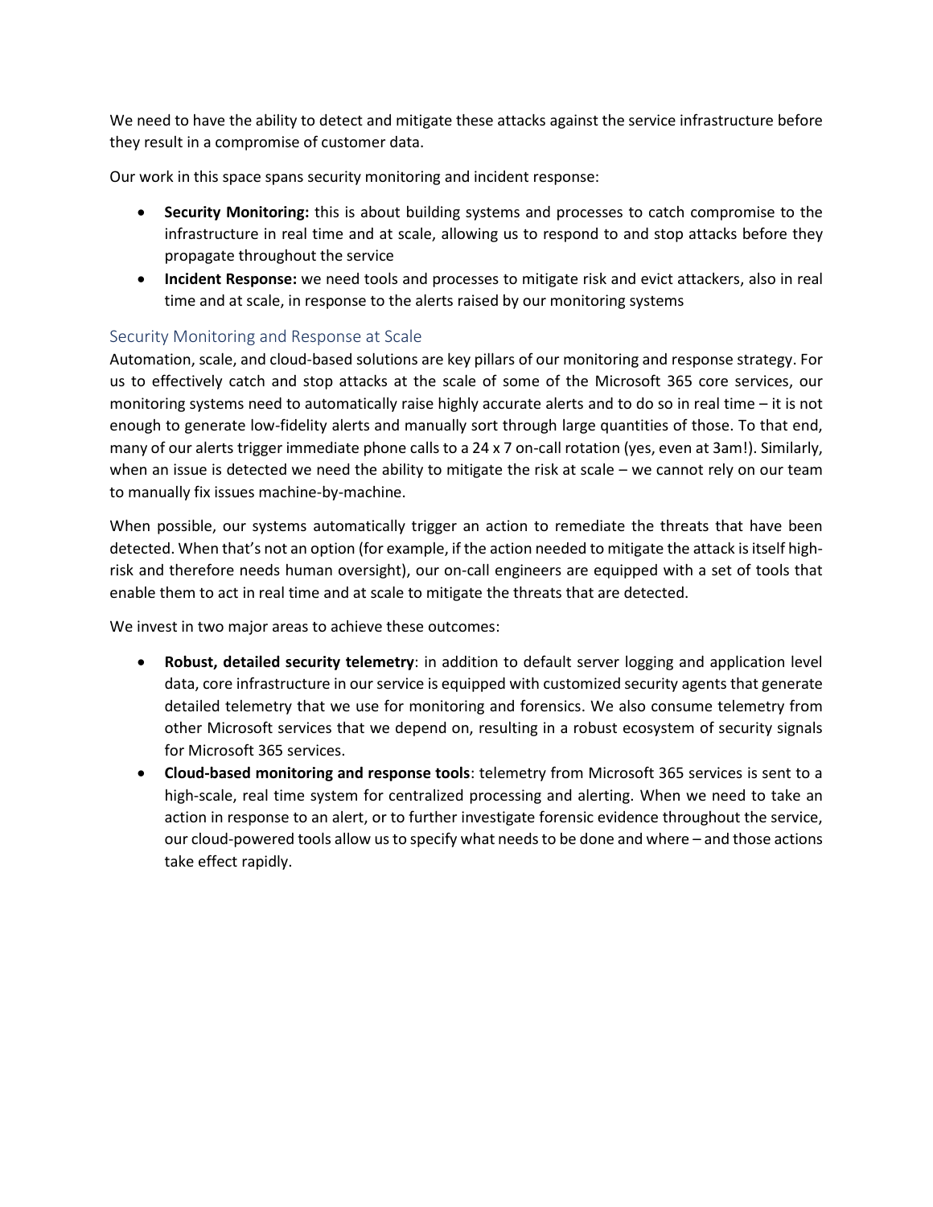We need to have the ability to detect and mitigate these attacks against the service infrastructure before they result in a compromise of customer data.

Our work in this space spans security monitoring and incident response:

- **Security Monitoring:** this is about building systems and processes to catch compromise to the infrastructure in real time and at scale, allowing us to respond to and stop attacks before they propagate throughout the service
- **Incident Response:** we need tools and processes to mitigate risk and evict attackers, also in real time and at scale, in response to the alerts raised by our monitoring systems

## Security Monitoring and Response at Scale

Automation, scale, and cloud-based solutions are key pillars of our monitoring and response strategy. For us to effectively catch and stop attacks at the scale of some of the Microsoft 365 core services, our monitoring systems need to automatically raise highly accurate alerts and to do so in real time – it is not enough to generate low-fidelity alerts and manually sort through large quantities of those. To that end, many of our alerts trigger immediate phone calls to a 24 x 7 on-call rotation (yes, even at 3am!). Similarly, when an issue is detected we need the ability to mitigate the risk at scale – we cannot rely on our team to manually fix issues machine-by-machine.

When possible, our systems automatically trigger an action to remediate the threats that have been detected. When that's not an option (for example, if the action needed to mitigate the attack is itself high-risk and therefore needs human oversight), our on-call engineers are equipped with a set of tools that enable them to act in real time and at scale to mitigate the threats that are detected.

We invest in two major areas to achieve these outcomes:

- **Robust, detailed security telemetry**: in addition to default server logging and application level data, core infrastructure in our service is equipped with customized security agents that generate detailed telemetry that we use for monitoring and forensics. We also consume telemetry from other Microsoft services that we depend on, resulting in a robust ecosystem of security signals for Microsoft 365 services.
- **Cloud-based monitoring and response tools**: telemetry from Microsoft 365 services is sent to a high-scale, real time system for centralized processing and alerting. When we need to take an action in response to an alert, or to further investigate forensic evidence throughout the service, our cloud-powered tools allow us to specify what needs to be done and where – and those actions take effect rapidly.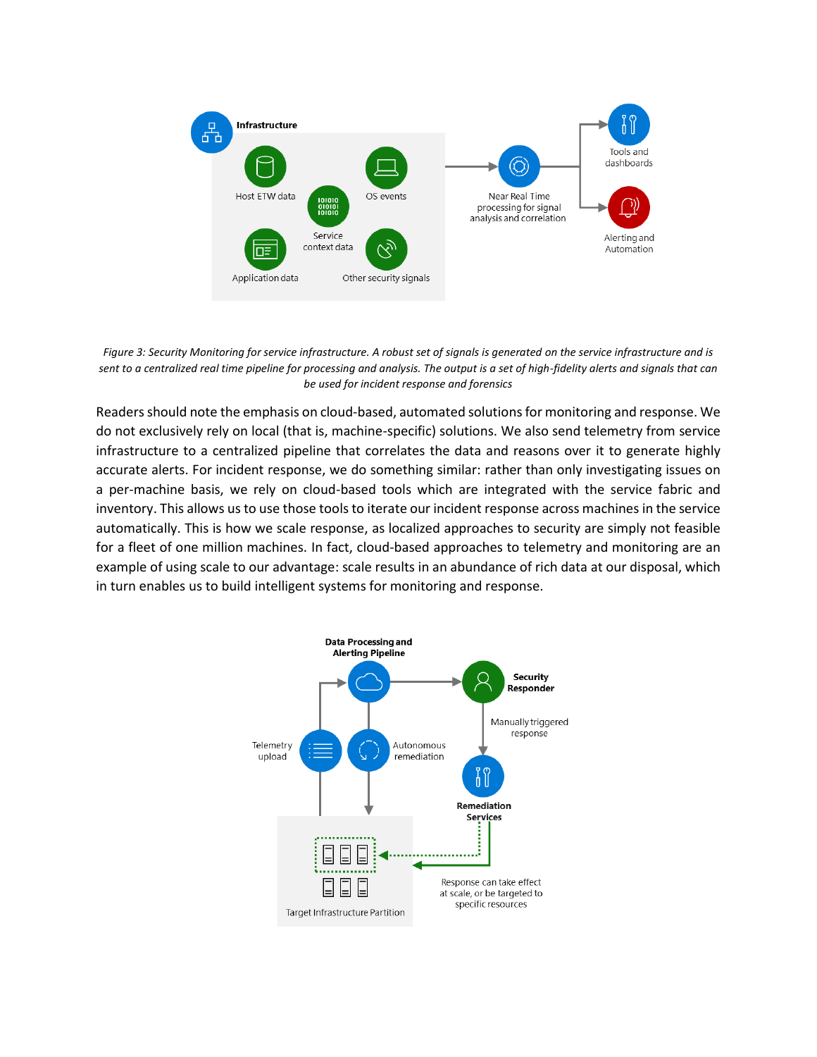*Figure 3: Security Monitoring for service infrastructure. A robust set of signals is generated on the service infrastructure and is sent to a centralized real time pipeline for processing and analysis. The output is a set of high-fidelity alerts and signals that can be used for incident response and forensics*

Readers should note the emphasis on cloud-based, automated solutions for monitoring and response. We do not exclusively rely on local (that is, machine-specific) solutions. We also send telemetry from service infrastructure to a centralized pipeline that correlates the data and reasons over it to generate highly accurate alerts. For incident response, we do something similar: rather than only investigating issues on a per-machine basis, we rely on cloud-based tools which are integrated with the service fabric and inventory. This allows us to use those tools to iterate our incident response across machines in the service automatically. This is how we scale response, as localized approaches to security are simply not feasible for a fleet of one million machines. In fact, cloud-based approaches to telemetry and monitoring are an example of using scale to our advantage: scale results in an abundance of rich data at our disposal, which in turn enables us to build intelligent systems for monitoring and response.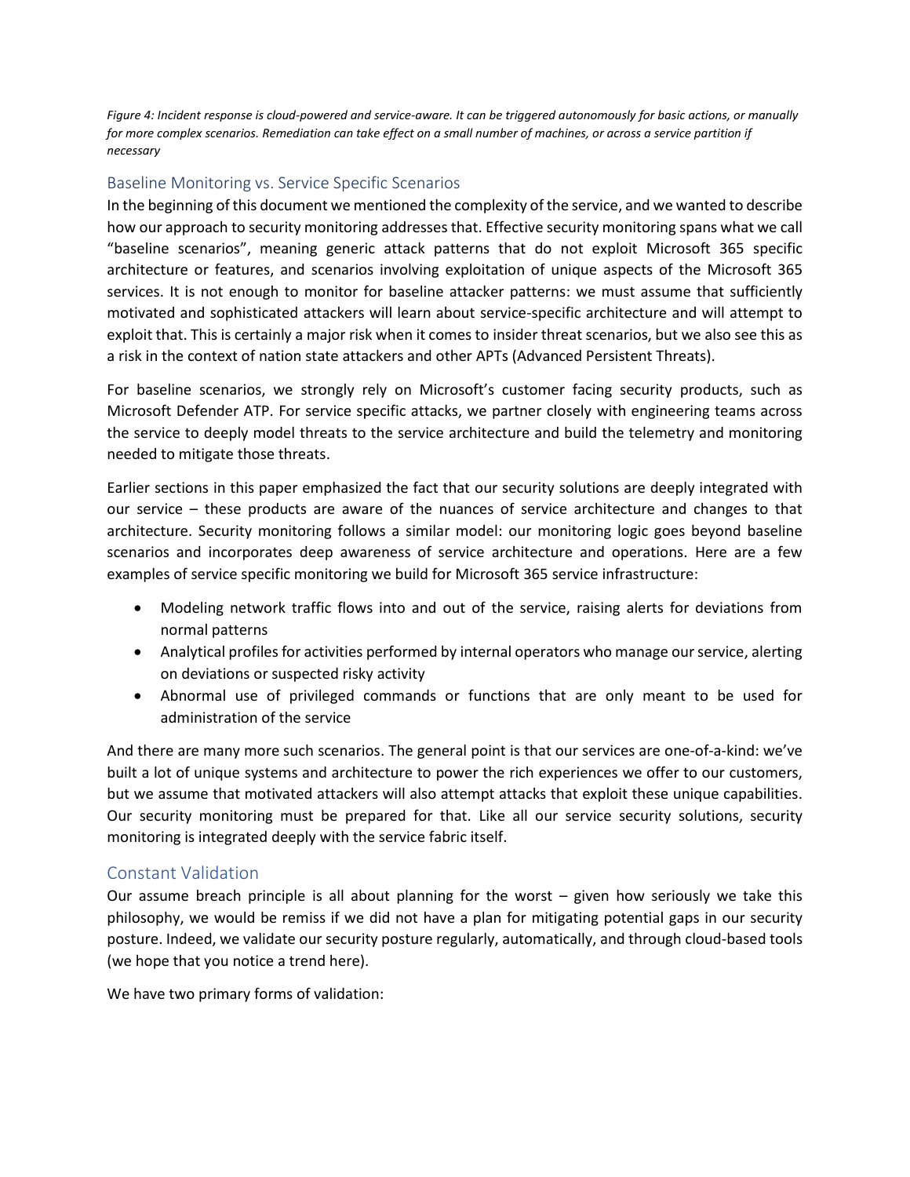*Figure 4: Incident response is cloud-powered and service-aware. It can be triggered autonomously for basic actions, or manually for more complex scenarios. Remediation can take effect on a small number of machines, or across a service partition if necessary*

## Baseline Monitoring vs. Service Specific Scenarios

In the beginning of this document we mentioned the complexity of the service, and we wanted to describe how our approach to security monitoring addresses that. Effective security monitoring spans what we call "baseline scenarios", meaning generic attack patterns that do not exploit Microsoft 365 specific architecture or features, and scenarios involving exploitation of unique aspects of the Microsoft 365 services. It is not enough to monitor for baseline attacker patterns: we must assume that sufficiently motivated and sophisticated attackers will learn about service-specific architecture and will attempt to exploit that. This is certainly a major risk when it comes to insider threat scenarios, but we also see this as a risk in the context of nation state attackers and other APTs (Advanced Persistent Threats).

For baseline scenarios, we strongly rely on Microsoft's customer facing security products, such as Microsoft Defender ATP. For service specific attacks, we partner closely with engineering teams across the service to deeply model threats to the service architecture and build the telemetry and monitoring needed to mitigate those threats.

Earlier sections in this paper emphasized the fact that our security solutions are deeply integrated with our service – these products are aware of the nuances of service architecture and changes to that architecture. Security monitoring follows a similar model: our monitoring logic goes beyond baseline scenarios and incorporates deep awareness of service architecture and operations. Here are a few examples of service specific monitoring we build for Microsoft 365 service infrastructure:

- Modeling network traffic flows into and out of the service, raising alerts for deviations from normal patterns
- Analytical profiles for activities performed by internal operators who manage our service, alerting on deviations or suspected risky activity
- Abnormal use of privileged commands or functions that are only meant to be used for administration of the service

And there are many more such scenarios. The general point is that our services are one-of-a-kind: we've built a lot of unique systems and architecture to power the rich experiences we offer to our customers, but we assume that motivated attackers will also attempt attacks that exploit these unique capabilities. Our security monitoring must be prepared for that. Like all our service security solutions, security monitoring is integrated deeply with the service fabric itself.

## Constant Validation

Our assume breach principle is all about planning for the worst – given how seriously we take this philosophy, we would be remiss if we did not have a plan for mitigating potential gaps in our security posture. Indeed, we validate our security posture regularly, automatically, and through cloud-based tools (we hope that you notice a trend here).

We have two primary forms of validation: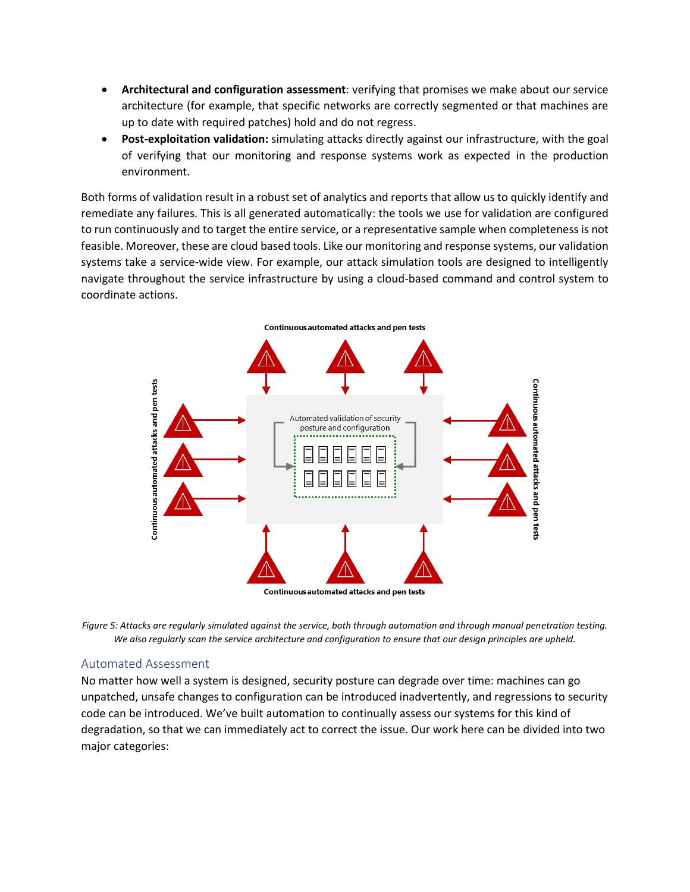- **Architectural and configuration assessment**: verifying that promises we make about our service architecture (for example, that specific networks are correctly segmented or that machines are up to date with required patches) hold and do not regress.
- **Post-exploitation validation:** simulating attacks directly against our infrastructure, with the goal of verifying that our monitoring and response systems work as expected in the production environment.

Both forms of validation result in a robust set of analytics and reports that allow us to quickly identify and remediate any failures. This is all generated automatically: the tools we use for validation are configured to run continuously and to target the entire service, or a representative sample when completeness is not feasible. Moreover, these are cloud based tools. Like our monitoring and response systems, our validation systems take a service-wide view. For example, our attack simulation tools are designed to intelligently navigate throughout the service infrastructure by using a cloud-based command and control system to coordinate actions.

*Figure 5: Attacks are regularly simulated against the service, both through automation and through manual penetration testing. We also regularly scan the service architecture and configuration to ensure that our design principles are upheld.*

## Automated Assessment

No matter how well a system is designed, security posture can degrade over time: machines can go unpatched, unsafe changes to configuration can be introduced inadvertently, and regressions to security code can be introduced. We've built automation to continually assess our systems for this kind of degradation, so that we can immediately act to correct the issue. Our work here can be divided into two major categories: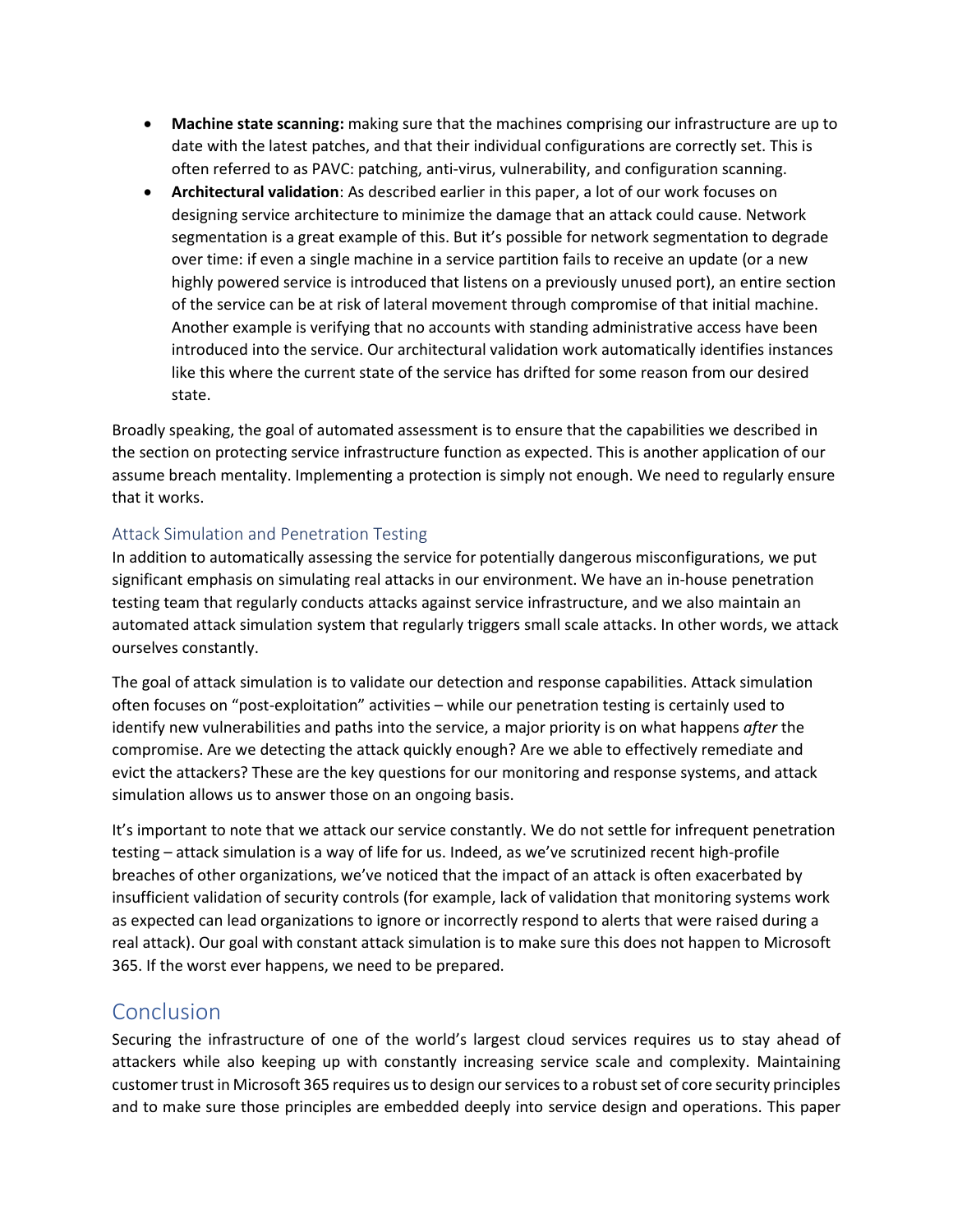- **Machine state scanning:** making sure that the machines comprising our infrastructure are up to date with the latest patches, and that their individual configurations are correctly set. This is often referred to as PAVC: patching, anti-virus, vulnerability, and configuration scanning.
- **Architectural validation**: As described earlier in this paper, a lot of our work focuses on designing service architecture to minimize the damage that an attack could cause. Network segmentation is a great example of this. But it's possible for network segmentation to degrade over time: if even a single machine in a service partition fails to receive an update (or a new highly powered service is introduced that listens on a previously unused port), an entire section of the service can be at risk of lateral movement through compromise of that initial machine. Another example is verifying that no accounts with standing administrative access have been introduced into the service. Our architectural validation work automatically identifies instances like this where the current state of the service has drifted for some reason from our desired state.

Broadly speaking, the goal of automated assessment is to ensure that the capabilities we described in the section on protecting service infrastructure function as expected. This is another application of our assume breach mentality. Implementing a protection is simply not enough. We need to regularly ensure that it works.

### Attack Simulation and Penetration Testing

In addition to automatically assessing the service for potentially dangerous misconfigurations, we put significant emphasis on simulating real attacks in our environment. We have an in-house penetration testing team that regularly conducts attacks against service infrastructure, and we also maintain an automated attack simulation system that regularly triggers small scale attacks. In other words, we attack ourselves constantly.

The goal of attack simulation is to validate our detection and response capabilities. Attack simulation often focuses on "post-exploitation" activities – while our penetration testing is certainly used to identify new vulnerabilities and paths into the service, a major priority is on what happens *after* the compromise. Are we detecting the attack quickly enough? Are we able to effectively remediate and evict the attackers? These are the key questions for our monitoring and response systems, and attack simulation allows us to answer those on an ongoing basis.

It's important to note that we attack our service constantly. We do not settle for infrequent penetration testing – attack simulation is a way of life for us. Indeed, as we've scrutinized recent high-profile breaches of other organizations, we've noticed that the impact of an attack is often exacerbated by insufficient validation of security controls (for example, lack of validation that monitoring systems work as expected can lead organizations to ignore or incorrectly respond to alerts that were raised during a real attack). Our goal with constant attack simulation is to make sure this does not happen to Microsoft 365. If the worst ever happens, we need to be prepared.

## Conclusion

Securing the infrastructure of one of the world's largest cloud services requires us to stay ahead of attackers while also keeping up with constantly increasing service scale and complexity. Maintaining customer trust in Microsoft 365 requires us to design our services to a robust set of core security principles and to make sure those principles are embedded deeply into service design and operations. This paper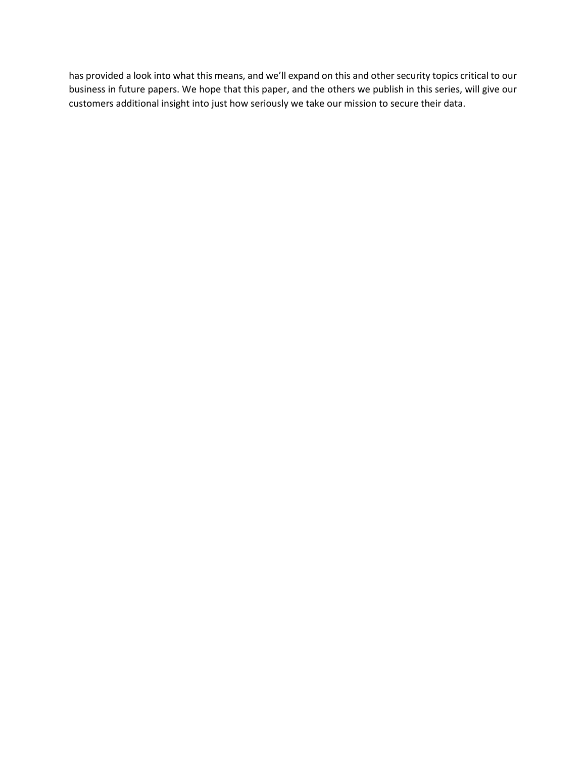has provided a look into what this means, and we'll expand on this and other security topics critical to our business in future papers. We hope that this paper, and the others we publish in this series, will give our customers additional insight into just how seriously we take our mission to secure their data.